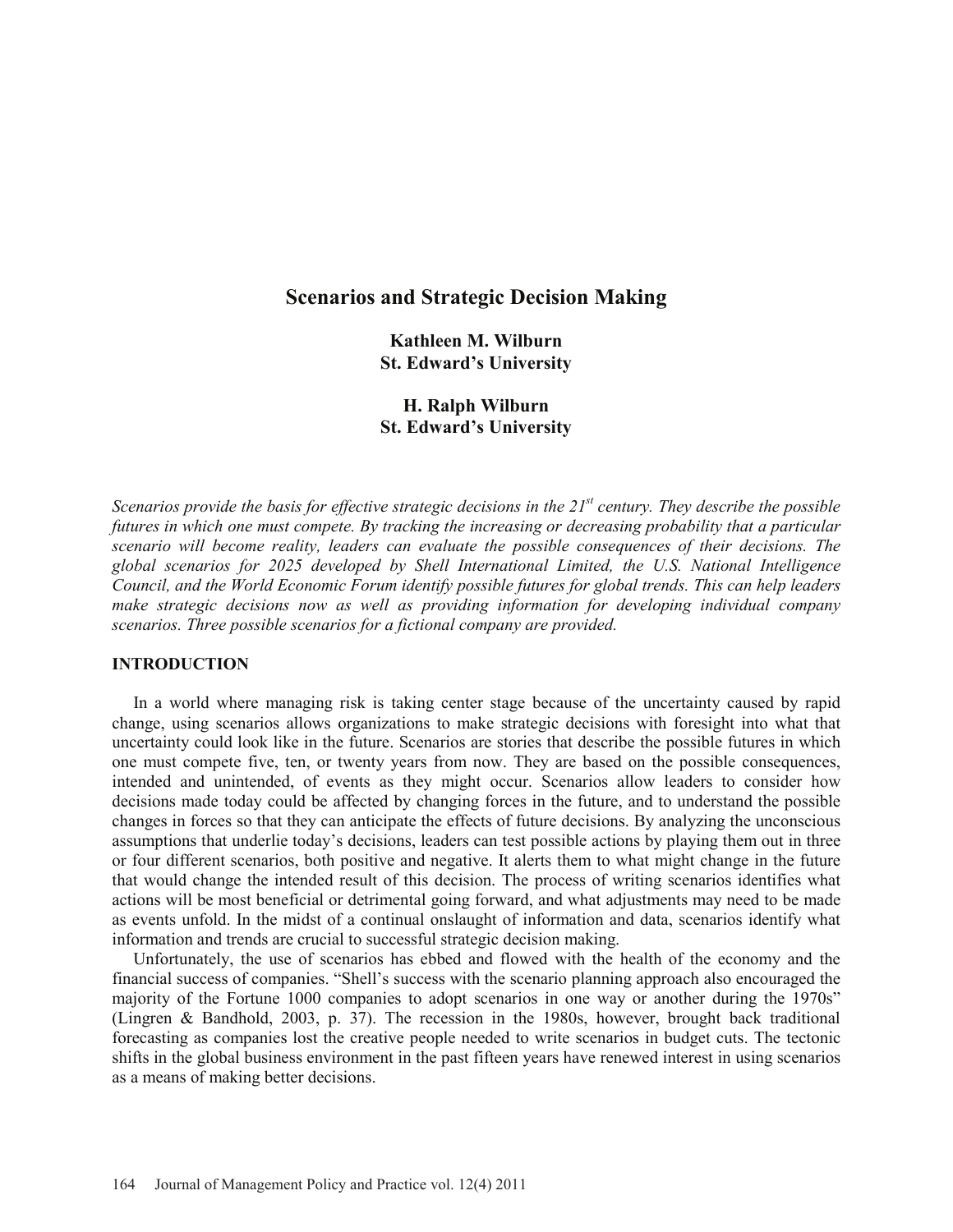# Scenarios and Strategic Decision Making

**Kathleen M. Wilburn**
**St. Edward's University**

**H. Ralph Wilburn**
**St. Edward's University**

*Scenarios provide the basis for effective strategic decisions in the 21st century. They describe the possible futures in which one must compete. By tracking the increasing or decreasing probability that a particular scenario will become reality, leaders can evaluate the possible consequences of their decisions. The global scenarios for 2025 developed by Shell International Limited, the U.S. National Intelligence Council, and the World Economic Forum identify possible futures for global trends. This can help leaders make strategic decisions now as well as providing information for developing individual company scenarios. Three possible scenarios for a fictional company are provided.*

## INTRODUCTION

In a world where managing risk is taking center stage because of the uncertainty caused by rapid change, using scenarios allows organizations to make strategic decisions with foresight into what that uncertainty could look like in the future. Scenarios are stories that describe the possible futures in which one must compete five, ten, or twenty years from now. They are based on the possible consequences, intended and unintended, of events as they might occur. Scenarios allow leaders to consider how decisions made today could be affected by changing forces in the future, and to understand the possible changes in forces so that they can anticipate the effects of future decisions. By analyzing the unconscious assumptions that underlie today's decisions, leaders can test possible actions by playing them out in three or four different scenarios, both positive and negative. It alerts them to what might change in the future that would change the intended result of this decision. The process of writing scenarios identifies what actions will be most beneficial or detrimental going forward, and what adjustments may need to be made as events unfold. In the midst of a continual onslaught of information and data, scenarios identify what information and trends are crucial to successful strategic decision making.

Unfortunately, the use of scenarios has ebbed and flowed with the health of the economy and the financial success of companies. "Shell's success with the scenario planning approach also encouraged the majority of the Fortune 1000 companies to adopt scenarios in one way or another during the 1970s" (Lingren & Bandhold, 2003, p. 37). The recession in the 1980s, however, brought back traditional forecasting as companies lost the creative people needed to write scenarios in budget cuts. The tectonic shifts in the global business environment in the past fifteen years have renewed interest in using scenarios as a means of making better decisions.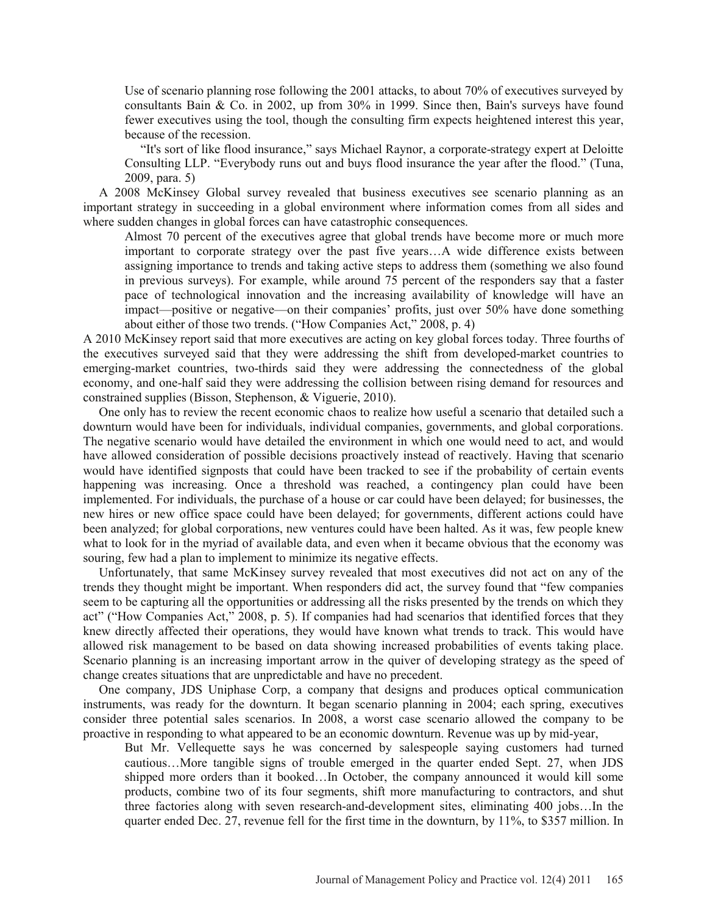> Use of scenario planning rose following the 2001 attacks, to about 70% of executives surveyed by consultants Bain & Co. in 2002, up from 30% in 1999. Since then, Bain's surveys have found fewer executives using the tool, though the consulting firm expects heightened interest this year, because of the recession.
>
> "It's sort of like flood insurance," says Michael Raynor, a corporate-strategy expert at Deloitte Consulting LLP. "Everybody runs out and buys flood insurance the year after the flood." (Tuna, 2009, para. 5)

A 2008 McKinsey Global survey revealed that business executives see scenario planning as an important strategy in succeeding in a global environment where information comes from all sides and where sudden changes in global forces can have catastrophic consequences.

> Almost 70 percent of the executives agree that global trends have become more or much more important to corporate strategy over the past five years…A wide difference exists between assigning importance to trends and taking active steps to address them (something we also found in previous surveys). For example, while around 75 percent of the responders say that a faster pace of technological innovation and the increasing availability of knowledge will have an impact—positive or negative—on their companies' profits, just over 50% have done something about either of those two trends. ("How Companies Act," 2008, p. 4)

A 2010 McKinsey report said that more executives are acting on key global forces today. Three fourths of the executives surveyed said that they were addressing the shift from developed-market countries to emerging-market countries, two-thirds said they were addressing the connectedness of the global economy, and one-half said they were addressing the collision between rising demand for resources and constrained supplies (Bisson, Stephenson, & Viguerie, 2010).

One only has to review the recent economic chaos to realize how useful a scenario that detailed such a downturn would have been for individuals, individual companies, governments, and global corporations. The negative scenario would have detailed the environment in which one would need to act, and would have allowed consideration of possible decisions proactively instead of reactively. Having that scenario would have identified signposts that could have been tracked to see if the probability of certain events happening was increasing. Once a threshold was reached, a contingency plan could have been implemented. For individuals, the purchase of a house or car could have been delayed; for businesses, the new hires or new office space could have been delayed; for governments, different actions could have been analyzed; for global corporations, new ventures could have been halted. As it was, few people knew what to look for in the myriad of available data, and even when it became obvious that the economy was souring, few had a plan to implement to minimize its negative effects.

Unfortunately, that same McKinsey survey revealed that most executives did not act on any of the trends they thought might be important. When responders did act, the survey found that "few companies seem to be capturing all the opportunities or addressing all the risks presented by the trends on which they act" ("How Companies Act," 2008, p. 5). If companies had had scenarios that identified forces that they knew directly affected their operations, they would have known what trends to track. This would have allowed risk management to be based on data showing increased probabilities of events taking place. Scenario planning is an increasing important arrow in the quiver of developing strategy as the speed of change creates situations that are unpredictable and have no precedent.

One company, JDS Uniphase Corp, a company that designs and produces optical communication instruments, was ready for the downturn. It began scenario planning in 2004; each spring, executives consider three potential sales scenarios. In 2008, a worst case scenario allowed the company to be proactive in responding to what appeared to be an economic downturn. Revenue was up by mid-year,

> But Mr. Vellequette says he was concerned by salespeople saying customers had turned cautious…More tangible signs of trouble emerged in the quarter ended Sept. 27, when JDS shipped more orders than it booked…In October, the company announced it would kill some products, combine two of its four segments, shift more manufacturing to contractors, and shut three factories along with seven research-and-development sites, eliminating 400 jobs…In the quarter ended Dec. 27, revenue fell for the first time in the downturn, by 11%, to \$357 million. In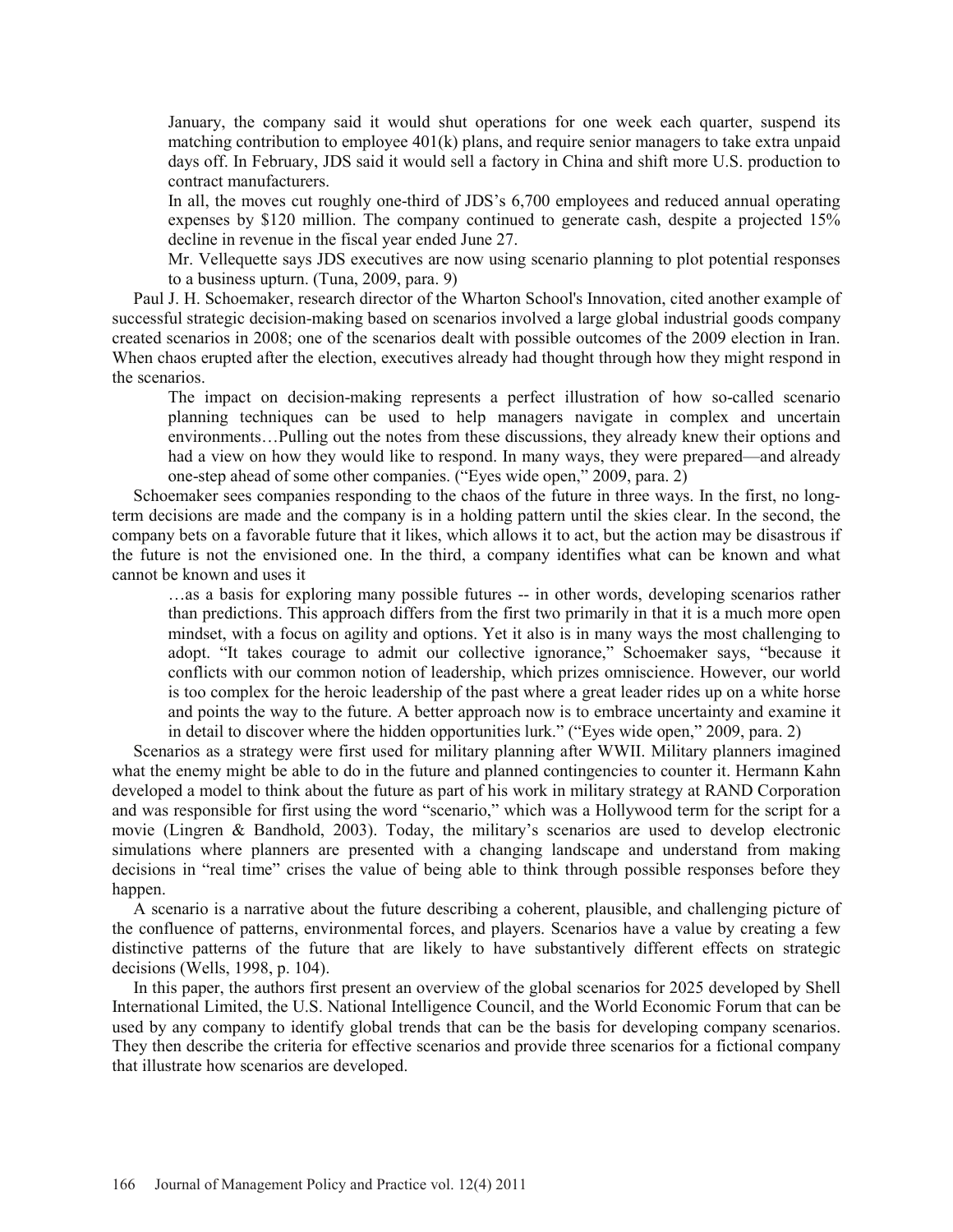> January, the company said it would shut operations for one week each quarter, suspend its matching contribution to employee 401(k) plans, and require senior managers to take extra unpaid days off. In February, JDS said it would sell a factory in China and shift more U.S. production to contract manufacturers.
>
> In all, the moves cut roughly one-third of JDS's 6,700 employees and reduced annual operating expenses by $120 million. The company continued to generate cash, despite a projected 15% decline in revenue in the fiscal year ended June 27.
>
> Mr. Vellequette says JDS executives are now using scenario planning to plot potential responses to a business upturn. (Tuna, 2009, para. 9)

Paul J. H. Schoemaker, research director of the Wharton School's Innovation, cited another example of successful strategic decision-making based on scenarios involved a large global industrial goods company created scenarios in 2008; one of the scenarios dealt with possible outcomes of the 2009 election in Iran. When chaos erupted after the election, executives already had thought through how they might respond in the scenarios.

> The impact on decision-making represents a perfect illustration of how so-called scenario planning techniques can be used to help managers navigate in complex and uncertain environments…Pulling out the notes from these discussions, they already knew their options and had a view on how they would like to respond. In many ways, they were prepared—and already one-step ahead of some other companies. ("Eyes wide open," 2009, para. 2)

Schoemaker sees companies responding to the chaos of the future in three ways. In the first, no long-term decisions are made and the company is in a holding pattern until the skies clear. In the second, the company bets on a favorable future that it likes, which allows it to act, but the action may be disastrous if the future is not the envisioned one. In the third, a company identifies what can be known and what cannot be known and uses it

> …as a basis for exploring many possible futures -- in other words, developing scenarios rather than predictions. This approach differs from the first two primarily in that it is a much more open mindset, with a focus on agility and options. Yet it also is in many ways the most challenging to adopt. "It takes courage to admit our collective ignorance," Schoemaker says, "because it conflicts with our common notion of leadership, which prizes omniscience. However, our world is too complex for the heroic leadership of the past where a great leader rides up on a white horse and points the way to the future. A better approach now is to embrace uncertainty and examine it in detail to discover where the hidden opportunities lurk." ("Eyes wide open," 2009, para. 2)

Scenarios as a strategy were first used for military planning after WWII. Military planners imagined what the enemy might be able to do in the future and planned contingencies to counter it. Hermann Kahn developed a model to think about the future as part of his work in military strategy at RAND Corporation and was responsible for first using the word "scenario," which was a Hollywood term for the script for a movie (Lingren & Bandhold, 2003). Today, the military's scenarios are used to develop electronic simulations where planners are presented with a changing landscape and understand from making decisions in "real time" crises the value of being able to think through possible responses before they happen.

A scenario is a narrative about the future describing a coherent, plausible, and challenging picture of the confluence of patterns, environmental forces, and players. Scenarios have a value by creating a few distinctive patterns of the future that are likely to have substantively different effects on strategic decisions (Wells, 1998, p. 104).

In this paper, the authors first present an overview of the global scenarios for 2025 developed by Shell International Limited, the U.S. National Intelligence Council, and the World Economic Forum that can be used by any company to identify global trends that can be the basis for developing company scenarios. They then describe the criteria for effective scenarios and provide three scenarios for a fictional company that illustrate how scenarios are developed.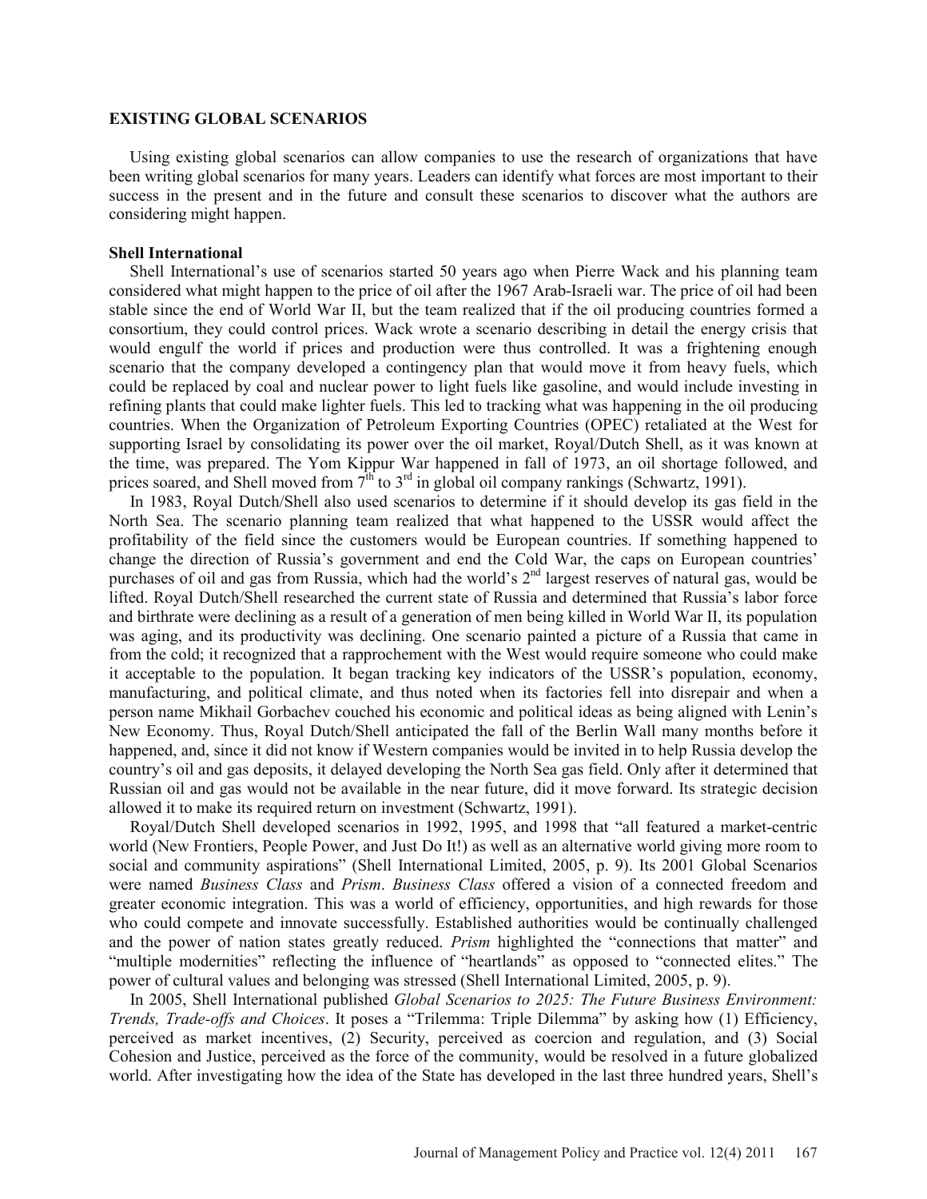## EXISTING GLOBAL SCENARIOS

Using existing global scenarios can allow companies to use the research of organizations that have been writing global scenarios for many years. Leaders can identify what forces are most important to their success in the present and in the future and consult these scenarios to discover what the authors are considering might happen.

### Shell International

Shell International's use of scenarios started 50 years ago when Pierre Wack and his planning team considered what might happen to the price of oil after the 1967 Arab-Israeli war. The price of oil had been stable since the end of World War II, but the team realized that if the oil producing countries formed a consortium, they could control prices. Wack wrote a scenario describing in detail the energy crisis that would engulf the world if prices and production were thus controlled. It was a frightening enough scenario that the company developed a contingency plan that would move it from heavy fuels, which could be replaced by coal and nuclear power to light fuels like gasoline, and would include investing in refining plants that could make lighter fuels. This led to tracking what was happening in the oil producing countries. When the Organization of Petroleum Exporting Countries (OPEC) retaliated at the West for supporting Israel by consolidating its power over the oil market, Royal/Dutch Shell, as it was known at the time, was prepared. The Yom Kippur War happened in fall of 1973, an oil shortage followed, and prices soared, and Shell moved from 7th to 3rd in global oil company rankings (Schwartz, 1991).

In 1983, Royal Dutch/Shell also used scenarios to determine if it should develop its gas field in the North Sea. The scenario planning team realized that what happened to the USSR would affect the profitability of the field since the customers would be European countries. If something happened to change the direction of Russia's government and end the Cold War, the caps on European countries' purchases of oil and gas from Russia, which had the world's 2nd largest reserves of natural gas, would be lifted. Royal Dutch/Shell researched the current state of Russia and determined that Russia's labor force and birthrate were declining as a result of a generation of men being killed in World War II, its population was aging, and its productivity was declining. One scenario painted a picture of a Russia that came in from the cold; it recognized that a rapprochement with the West would require someone who could make it acceptable to the population. It began tracking key indicators of the USSR's population, economy, manufacturing, and political climate, and thus noted when its factories fell into disrepair and when a person name Mikhail Gorbachev couched his economic and political ideas as being aligned with Lenin's New Economy. Thus, Royal Dutch/Shell anticipated the fall of the Berlin Wall many months before it happened, and, since it did not know if Western companies would be invited in to help Russia develop the country's oil and gas deposits, it delayed developing the North Sea gas field. Only after it determined that Russian oil and gas would not be available in the near future, did it move forward. Its strategic decision allowed it to make its required return on investment (Schwartz, 1991).

Royal/Dutch Shell developed scenarios in 1992, 1995, and 1998 that "all featured a market-centric world (New Frontiers, People Power, and Just Do It!) as well as an alternative world giving more room to social and community aspirations" (Shell International Limited, 2005, p. 9). Its 2001 Global Scenarios were named *Business Class* and *Prism*. *Business Class* offered a vision of a connected freedom and greater economic integration. This was a world of efficiency, opportunities, and high rewards for those who could compete and innovate successfully. Established authorities would be continually challenged and the power of nation states greatly reduced. *Prism* highlighted the "connections that matter" and "multiple modernities" reflecting the influence of "heartlands" as opposed to "connected elites." The power of cultural values and belonging was stressed (Shell International Limited, 2005, p. 9).

In 2005, Shell International published *Global Scenarios to 2025: The Future Business Environment: Trends, Trade-offs and Choices*. It poses a "Trilemma: Triple Dilemma" by asking how (1) Efficiency, perceived as market incentives, (2) Security, perceived as coercion and regulation, and (3) Social Cohesion and Justice, perceived as the force of the community, would be resolved in a future globalized world. After investigating how the idea of the State has developed in the last three hundred years, Shell's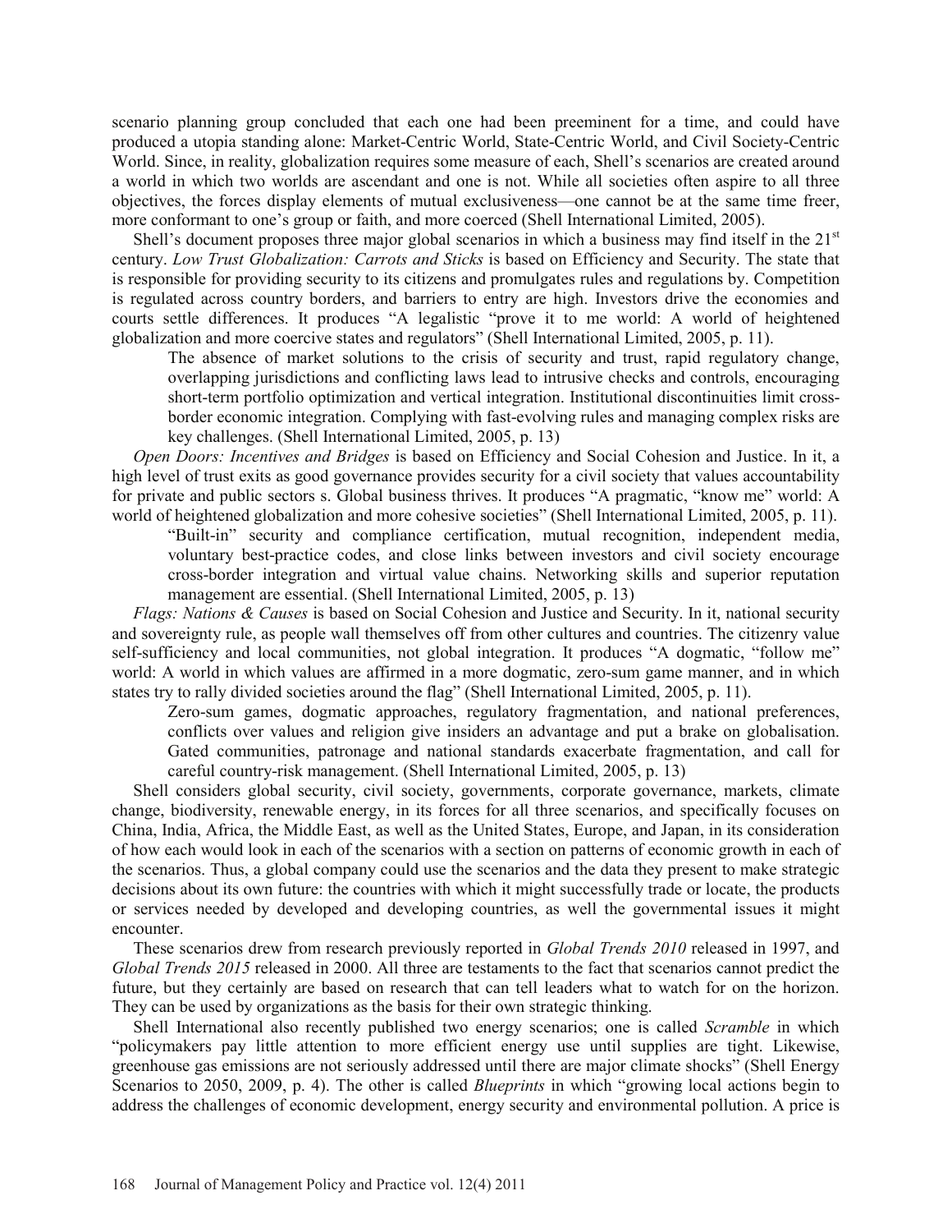scenario planning group concluded that each one had been preeminent for a time, and could have produced a utopia standing alone: Market-Centric World, State-Centric World, and Civil Society-Centric World. Since, in reality, globalization requires some measure of each, Shell's scenarios are created around a world in which two worlds are ascendant and one is not. While all societies often aspire to all three objectives, the forces display elements of mutual exclusiveness—one cannot be at the same time freer, more conformant to one's group or faith, and more coerced (Shell International Limited, 2005).

Shell's document proposes three major global scenarios in which a business may find itself in the 21st century. *Low Trust Globalization: Carrots and Sticks* is based on Efficiency and Security. The state that is responsible for providing security to its citizens and promulgates rules and regulations by. Competition is regulated across country borders, and barriers to entry are high. Investors drive the economies and courts settle differences. It produces "A legalistic "prove it to me world: A world of heightened globalization and more coercive states and regulators" (Shell International Limited, 2005, p. 11).

> The absence of market solutions to the crisis of security and trust, rapid regulatory change, overlapping jurisdictions and conflicting laws lead to intrusive checks and controls, encouraging short-term portfolio optimization and vertical integration. Institutional discontinuities limit cross-border economic integration. Complying with fast-evolving rules and managing complex risks are key challenges. (Shell International Limited, 2005, p. 13)

*Open Doors: Incentives and Bridges* is based on Efficiency and Social Cohesion and Justice. In it, a high level of trust exits as good governance provides security for a civil society that values accountability for private and public sectors s. Global business thrives. It produces "A pragmatic, "know me" world: A world of heightened globalization and more cohesive societies" (Shell International Limited, 2005, p. 11).

> "Built-in" security and compliance certification, mutual recognition, independent media, voluntary best-practice codes, and close links between investors and civil society encourage cross-border integration and virtual value chains. Networking skills and superior reputation management are essential. (Shell International Limited, 2005, p. 13)

*Flags: Nations & Causes* is based on Social Cohesion and Justice and Security. In it, national security and sovereignty rule, as people wall themselves off from other cultures and countries. The citizenry value self-sufficiency and local communities, not global integration. It produces "A dogmatic, "follow me" world: A world in which values are affirmed in a more dogmatic, zero-sum game manner, and in which states try to rally divided societies around the flag" (Shell International Limited, 2005, p. 11).

> Zero-sum games, dogmatic approaches, regulatory fragmentation, and national preferences, conflicts over values and religion give insiders an advantage and put a brake on globalisation. Gated communities, patronage and national standards exacerbate fragmentation, and call for careful country-risk management. (Shell International Limited, 2005, p. 13)

Shell considers global security, civil society, governments, corporate governance, markets, climate change, biodiversity, renewable energy, in its forces for all three scenarios, and specifically focuses on China, India, Africa, the Middle East, as well as the United States, Europe, and Japan, in its consideration of how each would look in each of the scenarios with a section on patterns of economic growth in each of the scenarios. Thus, a global company could use the scenarios and the data they present to make strategic decisions about its own future: the countries with which it might successfully trade or locate, the products or services needed by developed and developing countries, as well the governmental issues it might encounter.

These scenarios drew from research previously reported in *Global Trends 2010* released in 1997, and *Global Trends 2015* released in 2000. All three are testaments to the fact that scenarios cannot predict the future, but they certainly are based on research that can tell leaders what to watch for on the horizon. They can be used by organizations as the basis for their own strategic thinking.

Shell International also recently published two energy scenarios; one is called *Scramble* in which "policymakers pay little attention to more efficient energy use until supplies are tight. Likewise, greenhouse gas emissions are not seriously addressed until there are major climate shocks" (Shell Energy Scenarios to 2050, 2009, p. 4). The other is called *Blueprints* in which "growing local actions begin to address the challenges of economic development, energy security and environmental pollution. A price is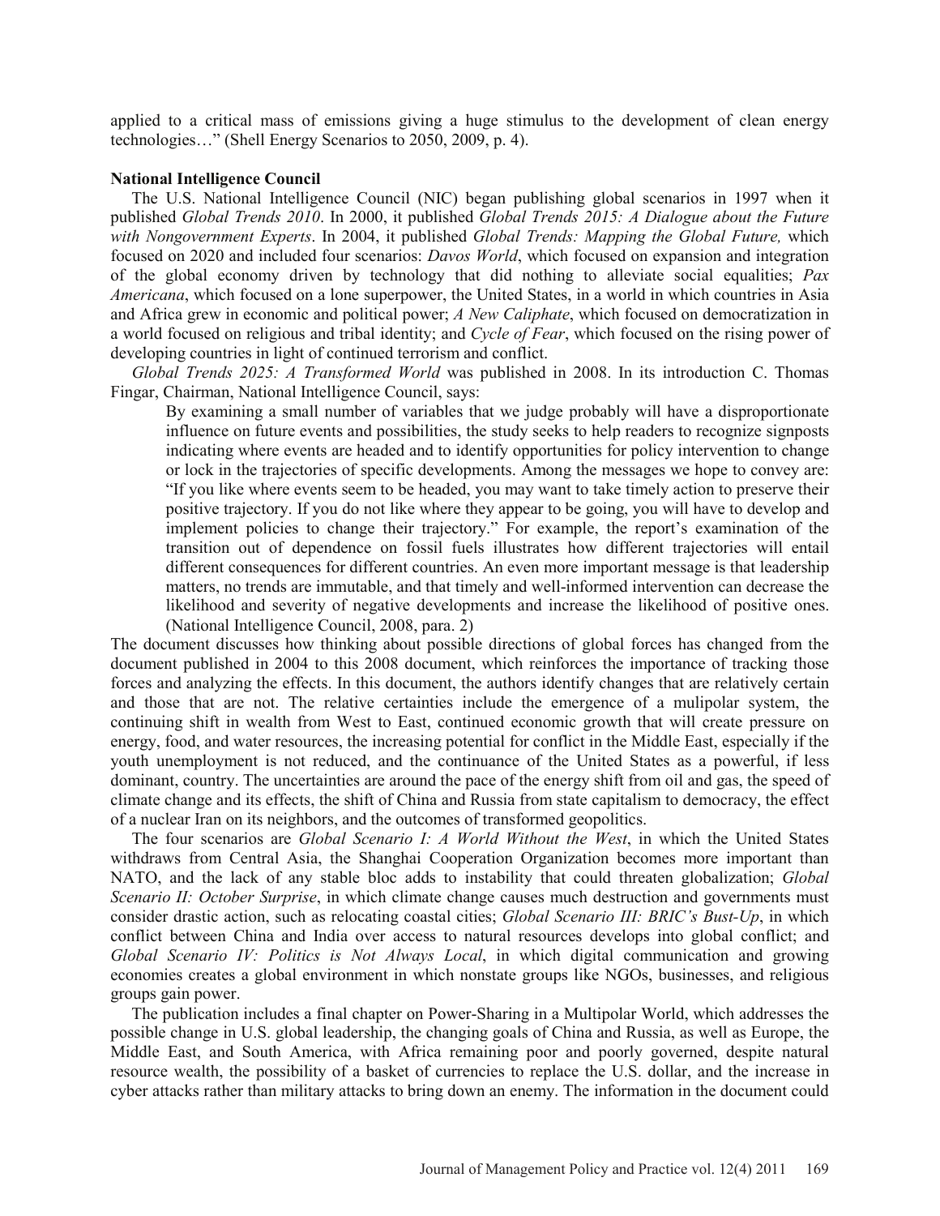applied to a critical mass of emissions giving a huge stimulus to the development of clean energy technologies…" (Shell Energy Scenarios to 2050, 2009, p. 4).

**National Intelligence Council**

The U.S. National Intelligence Council (NIC) began publishing global scenarios in 1997 when it published *Global Trends 2010*. In 2000, it published *Global Trends 2015: A Dialogue about the Future with Nongovernment Experts*. In 2004, it published *Global Trends: Mapping the Global Future,* which focused on 2020 and included four scenarios: *Davos World*, which focused on expansion and integration of the global economy driven by technology that did nothing to alleviate social equalities; *Pax Americana*, which focused on a lone superpower, the United States, in a world in which countries in Asia and Africa grew in economic and political power; *A New Caliphate*, which focused on democratization in a world focused on religious and tribal identity; and *Cycle of Fear*, which focused on the rising power of developing countries in light of continued terrorism and conflict.

*Global Trends 2025: A Transformed World* was published in 2008. In its introduction C. Thomas Fingar, Chairman, National Intelligence Council, says:

> By examining a small number of variables that we judge probably will have a disproportionate influence on future events and possibilities, the study seeks to help readers to recognize signposts indicating where events are headed and to identify opportunities for policy intervention to change or lock in the trajectories of specific developments. Among the messages we hope to convey are: "If you like where events seem to be headed, you may want to take timely action to preserve their positive trajectory. If you do not like where they appear to be going, you will have to develop and implement policies to change their trajectory." For example, the report's examination of the transition out of dependence on fossil fuels illustrates how different trajectories will entail different consequences for different countries. An even more important message is that leadership matters, no trends are immutable, and that timely and well-informed intervention can decrease the likelihood and severity of negative developments and increase the likelihood of positive ones. (National Intelligence Council, 2008, para. 2)

The document discusses how thinking about possible directions of global forces has changed from the document published in 2004 to this 2008 document, which reinforces the importance of tracking those forces and analyzing the effects. In this document, the authors identify changes that are relatively certain and those that are not. The relative certainties include the emergence of a mulipolar system, the continuing shift in wealth from West to East, continued economic growth that will create pressure on energy, food, and water resources, the increasing potential for conflict in the Middle East, especially if the youth unemployment is not reduced, and the continuance of the United States as a powerful, if less dominant, country. The uncertainties are around the pace of the energy shift from oil and gas, the speed of climate change and its effects, the shift of China and Russia from state capitalism to democracy, the effect of a nuclear Iran on its neighbors, and the outcomes of transformed geopolitics.

The four scenarios are *Global Scenario I: A World Without the West*, in which the United States withdraws from Central Asia, the Shanghai Cooperation Organization becomes more important than NATO, and the lack of any stable bloc adds to instability that could threaten globalization; *Global Scenario II: October Surprise*, in which climate change causes much destruction and governments must consider drastic action, such as relocating coastal cities; *Global Scenario III: BRIC's Bust-Up*, in which conflict between China and India over access to natural resources develops into global conflict; and *Global Scenario IV: Politics is Not Always Local*, in which digital communication and growing economies creates a global environment in which nonstate groups like NGOs, businesses, and religious groups gain power.

The publication includes a final chapter on Power-Sharing in a Multipolar World, which addresses the possible change in U.S. global leadership, the changing goals of China and Russia, as well as Europe, the Middle East, and South America, with Africa remaining poor and poorly governed, despite natural resource wealth, the possibility of a basket of currencies to replace the U.S. dollar, and the increase in cyber attacks rather than military attacks to bring down an enemy. The information in the document could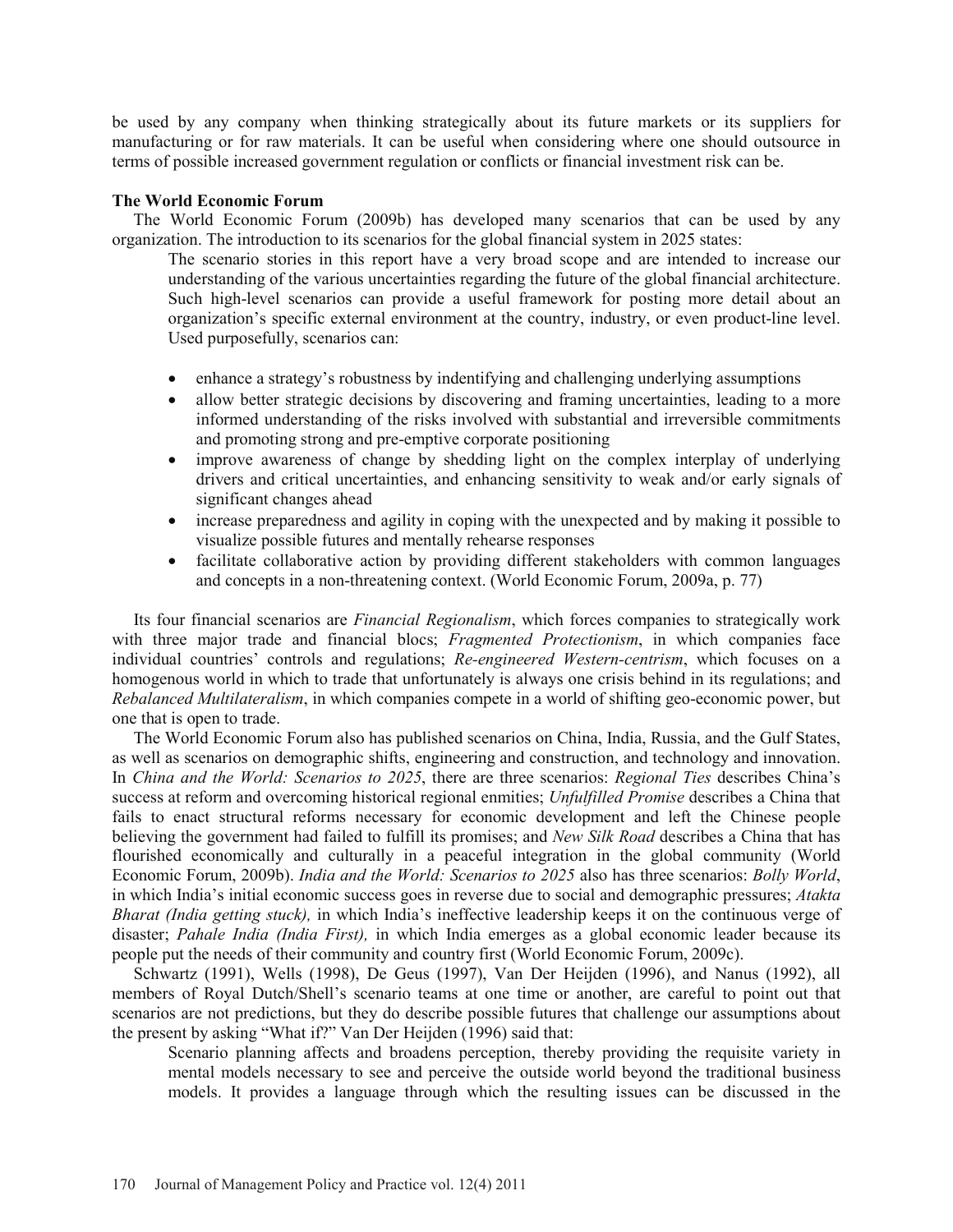be used by any company when thinking strategically about its future markets or its suppliers for manufacturing or for raw materials. It can be useful when considering where one should outsource in terms of possible increased government regulation or conflicts or financial investment risk can be.

**The World Economic Forum**

The World Economic Forum (2009b) has developed many scenarios that can be used by any organization. The introduction to its scenarios for the global financial system in 2025 states:

> The scenario stories in this report have a very broad scope and are intended to increase our understanding of the various uncertainties regarding the future of the global financial architecture. Such high-level scenarios can provide a useful framework for posting more detail about an organization's specific external environment at the country, industry, or even product-line level. Used purposefully, scenarios can:
>
> - enhance a strategy's robustness by indentifying and challenging underlying assumptions
> - allow better strategic decisions by discovering and framing uncertainties, leading to a more informed understanding of the risks involved with substantial and irreversible commitments and promoting strong and pre-emptive corporate positioning
> - improve awareness of change by shedding light on the complex interplay of underlying drivers and critical uncertainties, and enhancing sensitivity to weak and/or early signals of significant changes ahead
> - increase preparedness and agility in coping with the unexpected and by making it possible to visualize possible futures and mentally rehearse responses
> - facilitate collaborative action by providing different stakeholders with common languages and concepts in a non-threatening context. (World Economic Forum, 2009a, p. 77)

Its four financial scenarios are *Financial Regionalism*, which forces companies to strategically work with three major trade and financial blocs; *Fragmented Protectionism*, in which companies face individual countries' controls and regulations; *Re-engineered Western-centrism*, which focuses on a homogenous world in which to trade that unfortunately is always one crisis behind in its regulations; and *Rebalanced Multilateralism*, in which companies compete in a world of shifting geo-economic power, but one that is open to trade.

The World Economic Forum also has published scenarios on China, India, Russia, and the Gulf States, as well as scenarios on demographic shifts, engineering and construction, and technology and innovation. In *China and the World: Scenarios to 2025*, there are three scenarios: *Regional Ties* describes China's success at reform and overcoming historical regional enmities; *Unfulfilled Promise* describes a China that fails to enact structural reforms necessary for economic development and left the Chinese people believing the government had failed to fulfill its promises; and *New Silk Road* describes a China that has flourished economically and culturally in a peaceful integration in the global community (World Economic Forum, 2009b). *India and the World: Scenarios to 2025* also has three scenarios: *Bolly World*, in which India's initial economic success goes in reverse due to social and demographic pressures; *Atakta Bharat (India getting stuck),* in which India's ineffective leadership keeps it on the continuous verge of disaster; *Pahale India (India First),* in which India emerges as a global economic leader because its people put the needs of their community and country first (World Economic Forum, 2009c).

Schwartz (1991), Wells (1998), De Geus (1997), Van Der Heijden (1996), and Nanus (1992), all members of Royal Dutch/Shell's scenario teams at one time or another, are careful to point out that scenarios are not predictions, but they do describe possible futures that challenge our assumptions about the present by asking "What if?" Van Der Heijden (1996) said that:

> Scenario planning affects and broadens perception, thereby providing the requisite variety in mental models necessary to see and perceive the outside world beyond the traditional business models. It provides a language through which the resulting issues can be discussed in the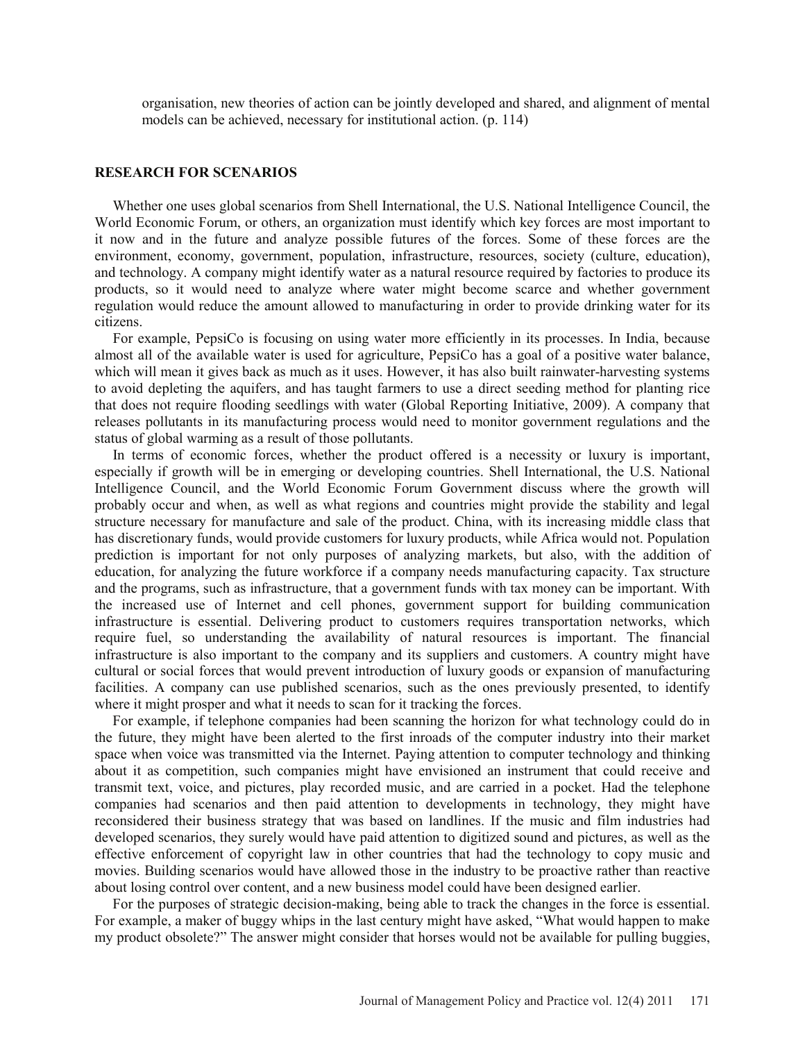organisation, new theories of action can be jointly developed and shared, and alignment of mental models can be achieved, necessary for institutional action. (p. 114)

## RESEARCH FOR SCENARIOS

Whether one uses global scenarios from Shell International, the U.S. National Intelligence Council, the World Economic Forum, or others, an organization must identify which key forces are most important to it now and in the future and analyze possible futures of the forces. Some of these forces are the environment, economy, government, population, infrastructure, resources, society (culture, education), and technology. A company might identify water as a natural resource required by factories to produce its products, so it would need to analyze where water might become scarce and whether government regulation would reduce the amount allowed to manufacturing in order to provide drinking water for its citizens.

For example, PepsiCo is focusing on using water more efficiently in its processes. In India, because almost all of the available water is used for agriculture, PepsiCo has a goal of a positive water balance, which will mean it gives back as much as it uses. However, it has also built rainwater-harvesting systems to avoid depleting the aquifers, and has taught farmers to use a direct seeding method for planting rice that does not require flooding seedlings with water (Global Reporting Initiative, 2009). A company that releases pollutants in its manufacturing process would need to monitor government regulations and the status of global warming as a result of those pollutants.

In terms of economic forces, whether the product offered is a necessity or luxury is important, especially if growth will be in emerging or developing countries. Shell International, the U.S. National Intelligence Council, and the World Economic Forum Government discuss where the growth will probably occur and when, as well as what regions and countries might provide the stability and legal structure necessary for manufacture and sale of the product. China, with its increasing middle class that has discretionary funds, would provide customers for luxury products, while Africa would not. Population prediction is important for not only purposes of analyzing markets, but also, with the addition of education, for analyzing the future workforce if a company needs manufacturing capacity. Tax structure and the programs, such as infrastructure, that a government funds with tax money can be important. With the increased use of Internet and cell phones, government support for building communication infrastructure is essential. Delivering product to customers requires transportation networks, which require fuel, so understanding the availability of natural resources is important. The financial infrastructure is also important to the company and its suppliers and customers. A country might have cultural or social forces that would prevent introduction of luxury goods or expansion of manufacturing facilities. A company can use published scenarios, such as the ones previously presented, to identify where it might prosper and what it needs to scan for it tracking the forces.

For example, if telephone companies had been scanning the horizon for what technology could do in the future, they might have been alerted to the first inroads of the computer industry into their market space when voice was transmitted via the Internet. Paying attention to computer technology and thinking about it as competition, such companies might have envisioned an instrument that could receive and transmit text, voice, and pictures, play recorded music, and are carried in a pocket. Had the telephone companies had scenarios and then paid attention to developments in technology, they might have reconsidered their business strategy that was based on landlines. If the music and film industries had developed scenarios, they surely would have paid attention to digitized sound and pictures, as well as the effective enforcement of copyright law in other countries that had the technology to copy music and movies. Building scenarios would have allowed those in the industry to be proactive rather than reactive about losing control over content, and a new business model could have been designed earlier.

For the purposes of strategic decision-making, being able to track the changes in the force is essential. For example, a maker of buggy whips in the last century might have asked, "What would happen to make my product obsolete?" The answer might consider that horses would not be available for pulling buggies,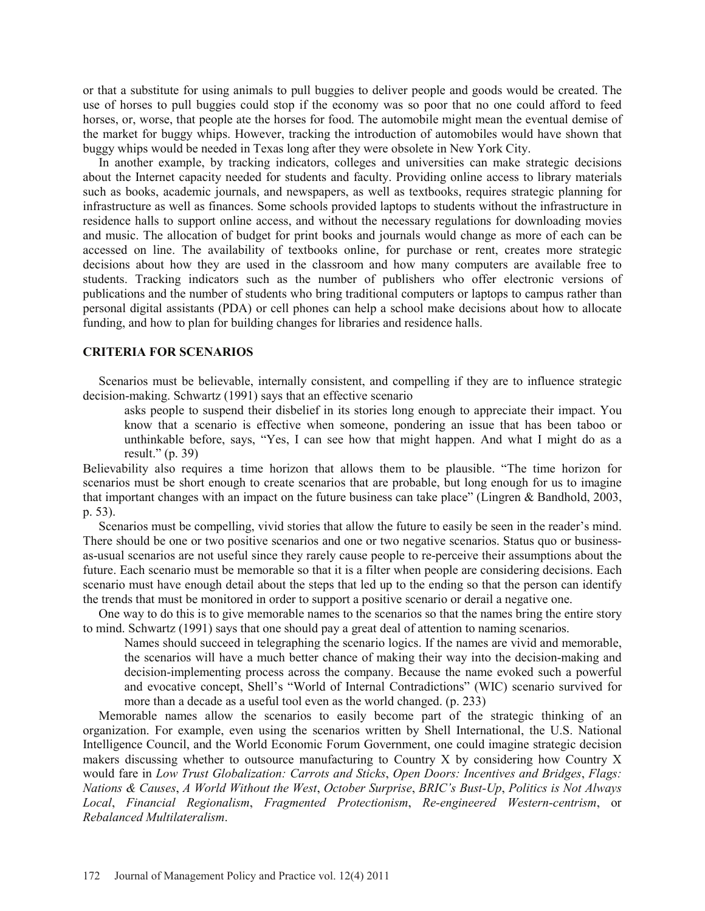or that a substitute for using animals to pull buggies to deliver people and goods would be created. The use of horses to pull buggies could stop if the economy was so poor that no one could afford to feed horses, or, worse, that people ate the horses for food. The automobile might mean the eventual demise of the market for buggy whips. However, tracking the introduction of automobiles would have shown that buggy whips would be needed in Texas long after they were obsolete in New York City.

In another example, by tracking indicators, colleges and universities can make strategic decisions about the Internet capacity needed for students and faculty. Providing online access to library materials such as books, academic journals, and newspapers, as well as textbooks, requires strategic planning for infrastructure as well as finances. Some schools provided laptops to students without the infrastructure in residence halls to support online access, and without the necessary regulations for downloading movies and music. The allocation of budget for print books and journals would change as more of each can be accessed on line. The availability of textbooks online, for purchase or rent, creates more strategic decisions about how they are used in the classroom and how many computers are available free to students. Tracking indicators such as the number of publishers who offer electronic versions of publications and the number of students who bring traditional computers or laptops to campus rather than personal digital assistants (PDA) or cell phones can help a school make decisions about how to allocate funding, and how to plan for building changes for libraries and residence halls.

## CRITERIA FOR SCENARIOS

Scenarios must be believable, internally consistent, and compelling if they are to influence strategic decision-making. Schwartz (1991) says that an effective scenario

> asks people to suspend their disbelief in its stories long enough to appreciate their impact. You know that a scenario is effective when someone, pondering an issue that has been taboo or unthinkable before, says, "Yes, I can see how that might happen. And what I might do as a result." (p. 39)

Believability also requires a time horizon that allows them to be plausible. "The time horizon for scenarios must be short enough to create scenarios that are probable, but long enough for us to imagine that important changes with an impact on the future business can take place" (Lingren & Bandhold, 2003, p. 53).

Scenarios must be compelling, vivid stories that allow the future to easily be seen in the reader's mind. There should be one or two positive scenarios and one or two negative scenarios. Status quo or business-as-usual scenarios are not useful since they rarely cause people to re-perceive their assumptions about the future. Each scenario must be memorable so that it is a filter when people are considering decisions. Each scenario must have enough detail about the steps that led up to the ending so that the person can identify the trends that must be monitored in order to support a positive scenario or derail a negative one.

One way to do this is to give memorable names to the scenarios so that the names bring the entire story to mind. Schwartz (1991) says that one should pay a great deal of attention to naming scenarios.

> Names should succeed in telegraphing the scenario logics. If the names are vivid and memorable, the scenarios will have a much better chance of making their way into the decision-making and decision-implementing process across the company. Because the name evoked such a powerful and evocative concept, Shell's "World of Internal Contradictions" (WIC) scenario survived for more than a decade as a useful tool even as the world changed. (p. 233)

Memorable names allow the scenarios to easily become part of the strategic thinking of an organization. For example, even using the scenarios written by Shell International, the U.S. National Intelligence Council, and the World Economic Forum Government, one could imagine strategic decision makers discussing whether to outsource manufacturing to Country X by considering how Country X would fare in *Low Trust Globalization: Carrots and Sticks*, *Open Doors: Incentives and Bridges*, *Flags: Nations & Causes*, *A World Without the West*, *October Surprise*, *BRIC's Bust-Up*, *Politics is Not Always Local*, *Financial Regionalism*, *Fragmented Protectionism*, *Re-engineered Western-centrism*, or *Rebalanced Multilateralism*.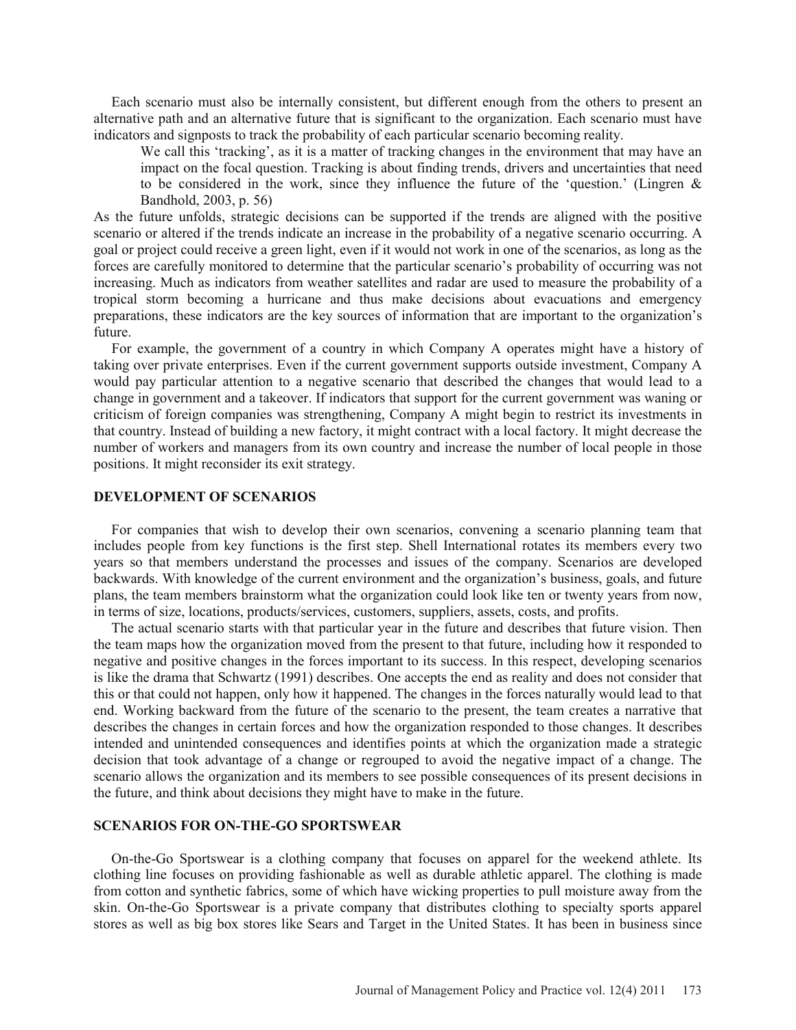Each scenario must also be internally consistent, but different enough from the others to present an alternative path and an alternative future that is significant to the organization. Each scenario must have indicators and signposts to track the probability of each particular scenario becoming reality.

> We call this 'tracking', as it is a matter of tracking changes in the environment that may have an impact on the focal question. Tracking is about finding trends, drivers and uncertainties that need to be considered in the work, since they influence the future of the 'question.' (Lingren & Bandhold, 2003, p. 56)

As the future unfolds, strategic decisions can be supported if the trends are aligned with the positive scenario or altered if the trends indicate an increase in the probability of a negative scenario occurring. A goal or project could receive a green light, even if it would not work in one of the scenarios, as long as the forces are carefully monitored to determine that the particular scenario's probability of occurring was not increasing. Much as indicators from weather satellites and radar are used to measure the probability of a tropical storm becoming a hurricane and thus make decisions about evacuations and emergency preparations, these indicators are the key sources of information that are important to the organization's future.

For example, the government of a country in which Company A operates might have a history of taking over private enterprises. Even if the current government supports outside investment, Company A would pay particular attention to a negative scenario that described the changes that would lead to a change in government and a takeover. If indicators that support for the current government was waning or criticism of foreign companies was strengthening, Company A might begin to restrict its investments in that country. Instead of building a new factory, it might contract with a local factory. It might decrease the number of workers and managers from its own country and increase the number of local people in those positions. It might reconsider its exit strategy.

## DEVELOPMENT OF SCENARIOS

For companies that wish to develop their own scenarios, convening a scenario planning team that includes people from key functions is the first step. Shell International rotates its members every two years so that members understand the processes and issues of the company. Scenarios are developed backwards. With knowledge of the current environment and the organization's business, goals, and future plans, the team members brainstorm what the organization could look like ten or twenty years from now, in terms of size, locations, products/services, customers, suppliers, assets, costs, and profits.

The actual scenario starts with that particular year in the future and describes that future vision. Then the team maps how the organization moved from the present to that future, including how it responded to negative and positive changes in the forces important to its success. In this respect, developing scenarios is like the drama that Schwartz (1991) describes. One accepts the end as reality and does not consider that this or that could not happen, only how it happened. The changes in the forces naturally would lead to that end. Working backward from the future of the scenario to the present, the team creates a narrative that describes the changes in certain forces and how the organization responded to those changes. It describes intended and unintended consequences and identifies points at which the organization made a strategic decision that took advantage of a change or regrouped to avoid the negative impact of a change. The scenario allows the organization and its members to see possible consequences of its present decisions in the future, and think about decisions they might have to make in the future.

## SCENARIOS FOR ON-THE-GO SPORTSWEAR

On-the-Go Sportswear is a clothing company that focuses on apparel for the weekend athlete. Its clothing line focuses on providing fashionable as well as durable athletic apparel. The clothing is made from cotton and synthetic fabrics, some of which have wicking properties to pull moisture away from the skin. On-the-Go Sportswear is a private company that distributes clothing to specialty sports apparel stores as well as big box stores like Sears and Target in the United States. It has been in business since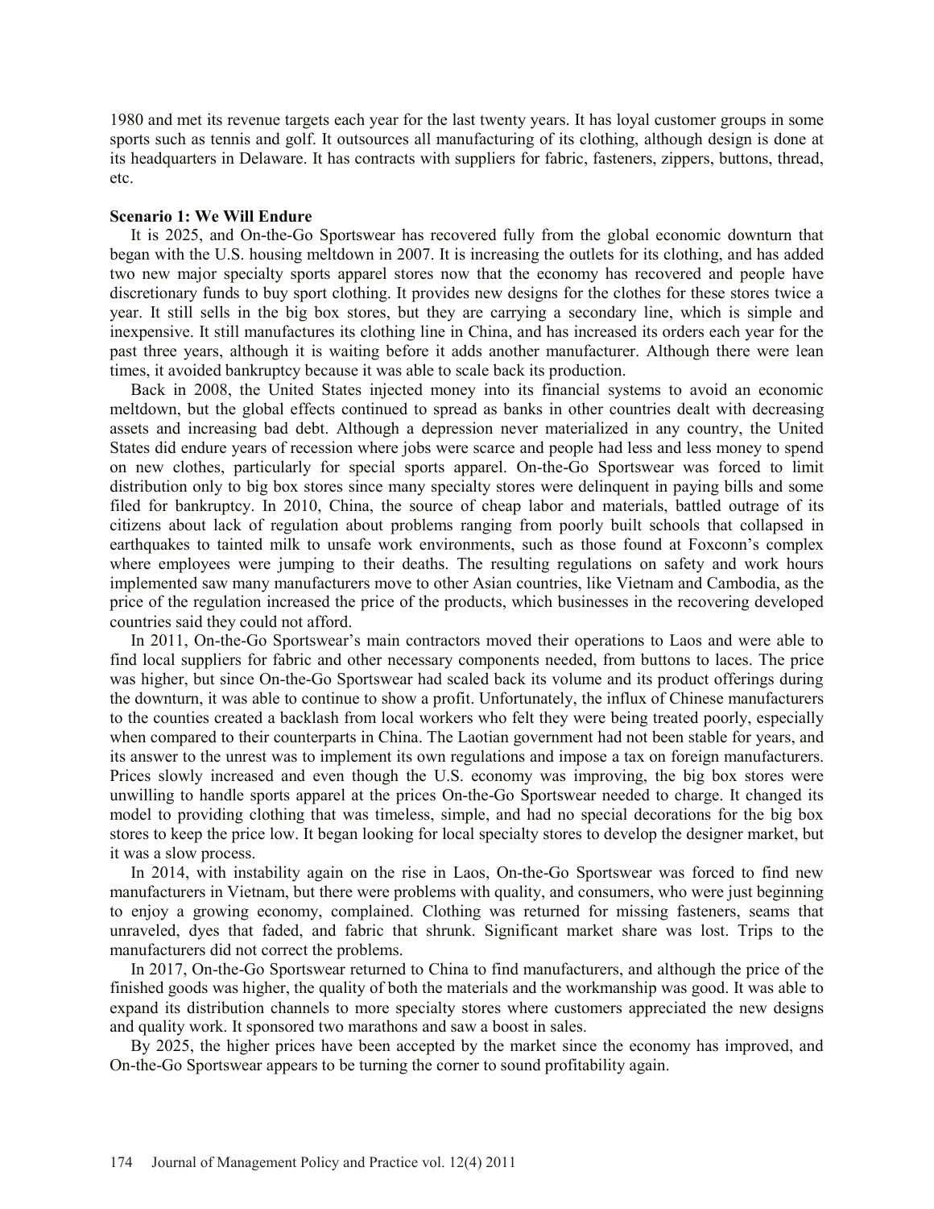1980 and met its revenue targets each year for the last twenty years. It has loyal customer groups in some sports such as tennis and golf. It outsources all manufacturing of its clothing, although design is done at its headquarters in Delaware. It has contracts with suppliers for fabric, fasteners, zippers, buttons, thread, etc.

**Scenario 1: We Will Endure**

It is 2025, and On-the-Go Sportswear has recovered fully from the global economic downturn that began with the U.S. housing meltdown in 2007. It is increasing the outlets for its clothing, and has added two new major specialty sports apparel stores now that the economy has recovered and people have discretionary funds to buy sport clothing. It provides new designs for the clothes for these stores twice a year. It still sells in the big box stores, but they are carrying a secondary line, which is simple and inexpensive. It still manufactures its clothing line in China, and has increased its orders each year for the past three years, although it is waiting before it adds another manufacturer. Although there were lean times, it avoided bankruptcy because it was able to scale back its production.

Back in 2008, the United States injected money into its financial systems to avoid an economic meltdown, but the global effects continued to spread as banks in other countries dealt with decreasing assets and increasing bad debt. Although a depression never materialized in any country, the United States did endure years of recession where jobs were scarce and people had less and less money to spend on new clothes, particularly for special sports apparel. On-the-Go Sportswear was forced to limit distribution only to big box stores since many specialty stores were delinquent in paying bills and some filed for bankruptcy. In 2010, China, the source of cheap labor and materials, battled outrage of its citizens about lack of regulation about problems ranging from poorly built schools that collapsed in earthquakes to tainted milk to unsafe work environments, such as those found at Foxconn's complex where employees were jumping to their deaths. The resulting regulations on safety and work hours implemented saw many manufacturers move to other Asian countries, like Vietnam and Cambodia, as the price of the regulation increased the price of the products, which businesses in the recovering developed countries said they could not afford.

In 2011, On-the-Go Sportswear's main contractors moved their operations to Laos and were able to find local suppliers for fabric and other necessary components needed, from buttons to laces. The price was higher, but since On-the-Go Sportswear had scaled back its volume and its product offerings during the downturn, it was able to continue to show a profit. Unfortunately, the influx of Chinese manufacturers to the counties created a backlash from local workers who felt they were being treated poorly, especially when compared to their counterparts in China. The Laotian government had not been stable for years, and its answer to the unrest was to implement its own regulations and impose a tax on foreign manufacturers. Prices slowly increased and even though the U.S. economy was improving, the big box stores were unwilling to handle sports apparel at the prices On-the-Go Sportswear needed to charge. It changed its model to providing clothing that was timeless, simple, and had no special decorations for the big box stores to keep the price low. It began looking for local specialty stores to develop the designer market, but it was a slow process.

In 2014, with instability again on the rise in Laos, On-the-Go Sportswear was forced to find new manufacturers in Vietnam, but there were problems with quality, and consumers, who were just beginning to enjoy a growing economy, complained. Clothing was returned for missing fasteners, seams that unraveled, dyes that faded, and fabric that shrunk. Significant market share was lost. Trips to the manufacturers did not correct the problems.

In 2017, On-the-Go Sportswear returned to China to find manufacturers, and although the price of the finished goods was higher, the quality of both the materials and the workmanship was good. It was able to expand its distribution channels to more specialty stores where customers appreciated the new designs and quality work. It sponsored two marathons and saw a boost in sales.

By 2025, the higher prices have been accepted by the market since the economy has improved, and On-the-Go Sportswear appears to be turning the corner to sound profitability again.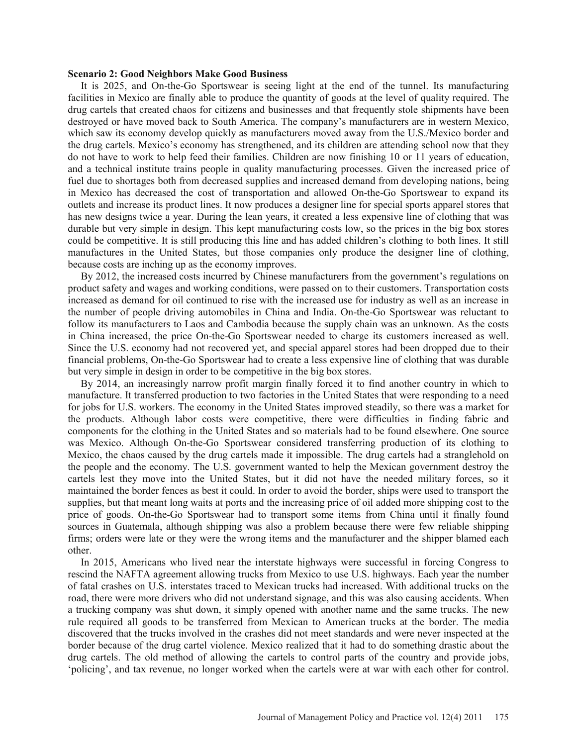**Scenario 2: Good Neighbors Make Good Business**

It is 2025, and On-the-Go Sportswear is seeing light at the end of the tunnel. Its manufacturing facilities in Mexico are finally able to produce the quantity of goods at the level of quality required. The drug cartels that created chaos for citizens and businesses and that frequently stole shipments have been destroyed or have moved back to South America. The company's manufacturers are in western Mexico, which saw its economy develop quickly as manufacturers moved away from the U.S./Mexico border and the drug cartels. Mexico's economy has strengthened, and its children are attending school now that they do not have to work to help feed their families. Children are now finishing 10 or 11 years of education, and a technical institute trains people in quality manufacturing processes. Given the increased price of fuel due to shortages both from decreased supplies and increased demand from developing nations, being in Mexico has decreased the cost of transportation and allowed On-the-Go Sportswear to expand its outlets and increase its product lines. It now produces a designer line for special sports apparel stores that has new designs twice a year. During the lean years, it created a less expensive line of clothing that was durable but very simple in design. This kept manufacturing costs low, so the prices in the big box stores could be competitive. It is still producing this line and has added children's clothing to both lines. It still manufactures in the United States, but those companies only produce the designer line of clothing, because costs are inching up as the economy improves.

By 2012, the increased costs incurred by Chinese manufacturers from the government's regulations on product safety and wages and working conditions, were passed on to their customers. Transportation costs increased as demand for oil continued to rise with the increased use for industry as well as an increase in the number of people driving automobiles in China and India. On-the-Go Sportswear was reluctant to follow its manufacturers to Laos and Cambodia because the supply chain was an unknown. As the costs in China increased, the price On-the-Go Sportswear needed to charge its customers increased as well. Since the U.S. economy had not recovered yet, and special apparel stores had been dropped due to their financial problems, On-the-Go Sportswear had to create a less expensive line of clothing that was durable but very simple in design in order to be competitive in the big box stores.

By 2014, an increasingly narrow profit margin finally forced it to find another country in which to manufacture. It transferred production to two factories in the United States that were responding to a need for jobs for U.S. workers. The economy in the United States improved steadily, so there was a market for the products. Although labor costs were competitive, there were difficulties in finding fabric and components for the clothing in the United States and so materials had to be found elsewhere. One source was Mexico. Although On-the-Go Sportswear considered transferring production of its clothing to Mexico, the chaos caused by the drug cartels made it impossible. The drug cartels had a stranglehold on the people and the economy. The U.S. government wanted to help the Mexican government destroy the cartels lest they move into the United States, but it did not have the needed military forces, so it maintained the border fences as best it could. In order to avoid the border, ships were used to transport the supplies, but that meant long waits at ports and the increasing price of oil added more shipping cost to the price of goods. On-the-Go Sportswear had to transport some items from China until it finally found sources in Guatemala, although shipping was also a problem because there were few reliable shipping firms; orders were late or they were the wrong items and the manufacturer and the shipper blamed each other.

In 2015, Americans who lived near the interstate highways were successful in forcing Congress to rescind the NAFTA agreement allowing trucks from Mexico to use U.S. highways. Each year the number of fatal crashes on U.S. interstates traced to Mexican trucks had increased. With additional trucks on the road, there were more drivers who did not understand signage, and this was also causing accidents. When a trucking company was shut down, it simply opened with another name and the same trucks. The new rule required all goods to be transferred from Mexican to American trucks at the border. The media discovered that the trucks involved in the crashes did not meet standards and were never inspected at the border because of the drug cartel violence. Mexico realized that it had to do something drastic about the drug cartels. The old method of allowing the cartels to control parts of the country and provide jobs, 'policing', and tax revenue, no longer worked when the cartels were at war with each other for control.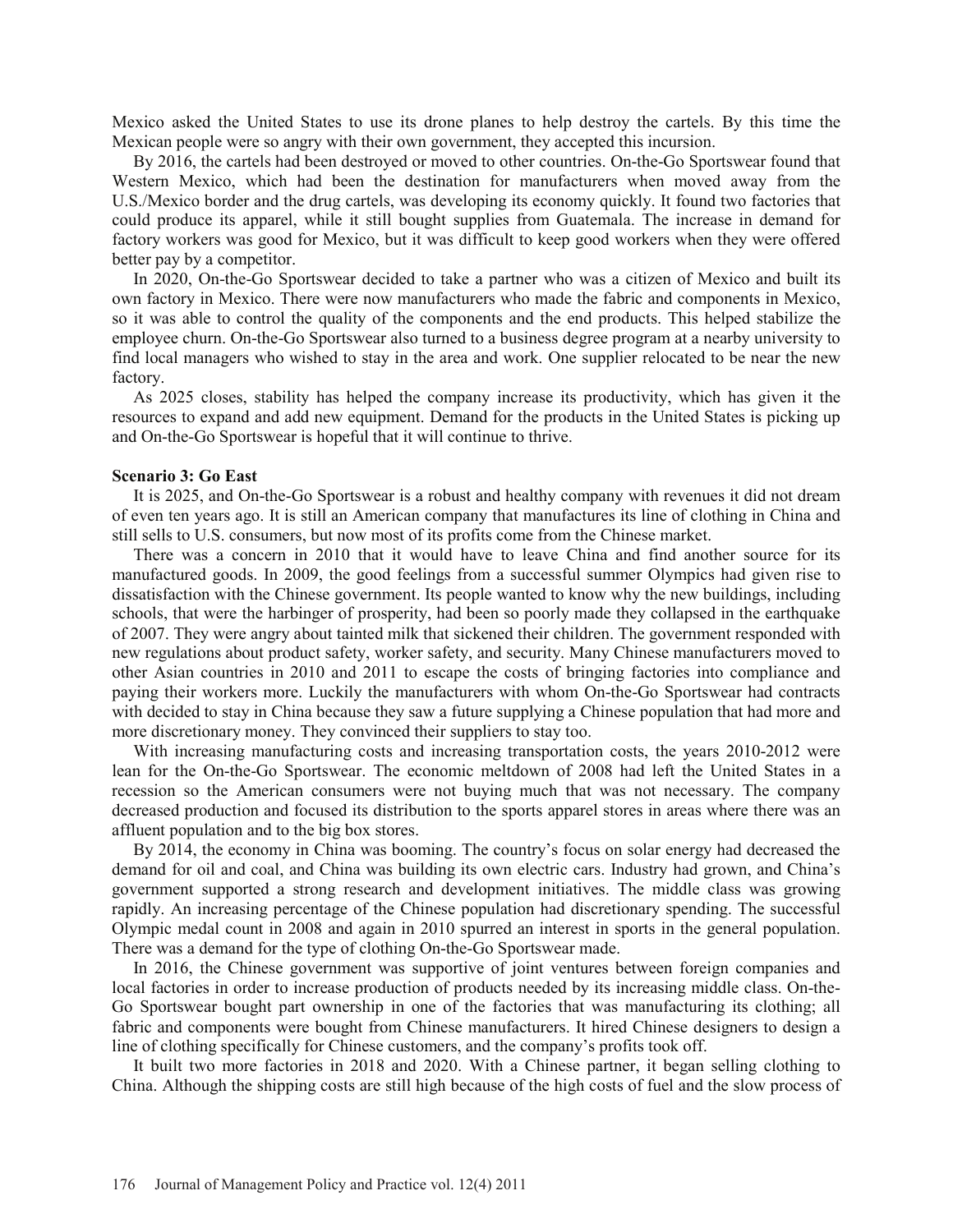Mexico asked the United States to use its drone planes to help destroy the cartels. By this time the Mexican people were so angry with their own government, they accepted this incursion.

By 2016, the cartels had been destroyed or moved to other countries. On-the-Go Sportswear found that Western Mexico, which had been the destination for manufacturers when moved away from the U.S./Mexico border and the drug cartels, was developing its economy quickly. It found two factories that could produce its apparel, while it still bought supplies from Guatemala. The increase in demand for factory workers was good for Mexico, but it was difficult to keep good workers when they were offered better pay by a competitor.

In 2020, On-the-Go Sportswear decided to take a partner who was a citizen of Mexico and built its own factory in Mexico. There were now manufacturers who made the fabric and components in Mexico, so it was able to control the quality of the components and the end products. This helped stabilize the employee churn. On-the-Go Sportswear also turned to a business degree program at a nearby university to find local managers who wished to stay in the area and work. One supplier relocated to be near the new factory.

As 2025 closes, stability has helped the company increase its productivity, which has given it the resources to expand and add new equipment. Demand for the products in the United States is picking up and On-the-Go Sportswear is hopeful that it will continue to thrive.

**Scenario 3: Go East**

It is 2025, and On-the-Go Sportswear is a robust and healthy company with revenues it did not dream of even ten years ago. It is still an American company that manufactures its line of clothing in China and still sells to U.S. consumers, but now most of its profits come from the Chinese market.

There was a concern in 2010 that it would have to leave China and find another source for its manufactured goods. In 2009, the good feelings from a successful summer Olympics had given rise to dissatisfaction with the Chinese government. Its people wanted to know why the new buildings, including schools, that were the harbinger of prosperity, had been so poorly made they collapsed in the earthquake of 2007. They were angry about tainted milk that sickened their children. The government responded with new regulations about product safety, worker safety, and security. Many Chinese manufacturers moved to other Asian countries in 2010 and 2011 to escape the costs of bringing factories into compliance and paying their workers more. Luckily the manufacturers with whom On-the-Go Sportswear had contracts with decided to stay in China because they saw a future supplying a Chinese population that had more and more discretionary money. They convinced their suppliers to stay too.

With increasing manufacturing costs and increasing transportation costs, the years 2010-2012 were lean for the On-the-Go Sportswear. The economic meltdown of 2008 had left the United States in a recession so the American consumers were not buying much that was not necessary. The company decreased production and focused its distribution to the sports apparel stores in areas where there was an affluent population and to the big box stores.

By 2014, the economy in China was booming. The country's focus on solar energy had decreased the demand for oil and coal, and China was building its own electric cars. Industry had grown, and China's government supported a strong research and development initiatives. The middle class was growing rapidly. An increasing percentage of the Chinese population had discretionary spending. The successful Olympic medal count in 2008 and again in 2010 spurred an interest in sports in the general population. There was a demand for the type of clothing On-the-Go Sportswear made.

In 2016, the Chinese government was supportive of joint ventures between foreign companies and local factories in order to increase production of products needed by its increasing middle class. On-the-Go Sportswear bought part ownership in one of the factories that was manufacturing its clothing; all fabric and components were bought from Chinese manufacturers. It hired Chinese designers to design a line of clothing specifically for Chinese customers, and the company's profits took off.

It built two more factories in 2018 and 2020. With a Chinese partner, it began selling clothing to China. Although the shipping costs are still high because of the high costs of fuel and the slow process of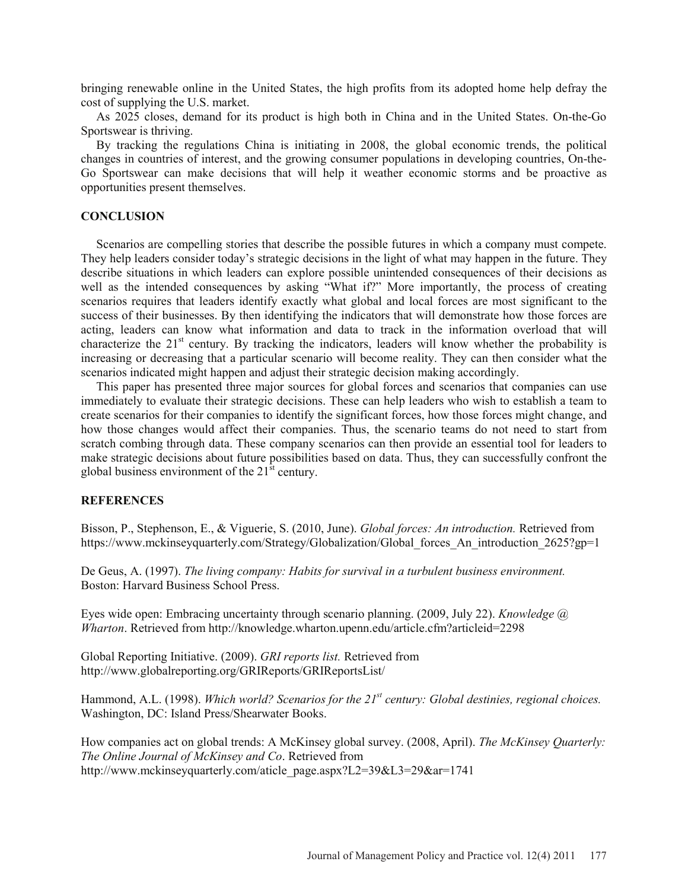bringing renewable online in the United States, the high profits from its adopted home help defray the cost of supplying the U.S. market.

As 2025 closes, demand for its product is high both in China and in the United States. On-the-Go Sportswear is thriving.

By tracking the regulations China is initiating in 2008, the global economic trends, the political changes in countries of interest, and the growing consumer populations in developing countries, On-the-Go Sportswear can make decisions that will help it weather economic storms and be proactive as opportunities present themselves.

## CONCLUSION

Scenarios are compelling stories that describe the possible futures in which a company must compete. They help leaders consider today's strategic decisions in the light of what may happen in the future. They describe situations in which leaders can explore possible unintended consequences of their decisions as well as the intended consequences by asking "What if?" More importantly, the process of creating scenarios requires that leaders identify exactly what global and local forces are most significant to the success of their businesses. By then identifying the indicators that will demonstrate how those forces are acting, leaders can know what information and data to track in the information overload that will characterize the 21st century. By tracking the indicators, leaders will know whether the probability is increasing or decreasing that a particular scenario will become reality. They can then consider what the scenarios indicated might happen and adjust their strategic decision making accordingly.

This paper has presented three major sources for global forces and scenarios that companies can use immediately to evaluate their strategic decisions. These can help leaders who wish to establish a team to create scenarios for their companies to identify the significant forces, how those forces might change, and how those changes would affect their companies. Thus, the scenario teams do not need to start from scratch combing through data. These company scenarios can then provide an essential tool for leaders to make strategic decisions about future possibilities based on data. Thus, they can successfully confront the global business environment of the 21st century.

## REFERENCES

Bisson, P., Stephenson, E., & Viguerie, S. (2010, June). *Global forces: An introduction.* Retrieved from https://www.mckinseyquarterly.com/Strategy/Globalization/Global_forces_An_introduction_2625?gp=1

De Geus, A. (1997). *The living company: Habits for survival in a turbulent business environment.* Boston: Harvard Business School Press.

Eyes wide open: Embracing uncertainty through scenario planning. (2009, July 22). *Knowledge @ Wharton*. Retrieved from http://knowledge.wharton.upenn.edu/article.cfm?articleid=2298

Global Reporting Initiative. (2009). *GRI reports list.* Retrieved from http://www.globalreporting.org/GRIReports/GRIReportsList/

Hammond, A.L. (1998). *Which world? Scenarios for the 21st century: Global destinies, regional choices.* Washington, DC: Island Press/Shearwater Books.

How companies act on global trends: A McKinsey global survey. (2008, April). *The McKinsey Quarterly: The Online Journal of McKinsey and Co*. Retrieved from http://www.mckinseyquarterly.com/aticle_page.aspx?L2=39&L3=29&ar=1741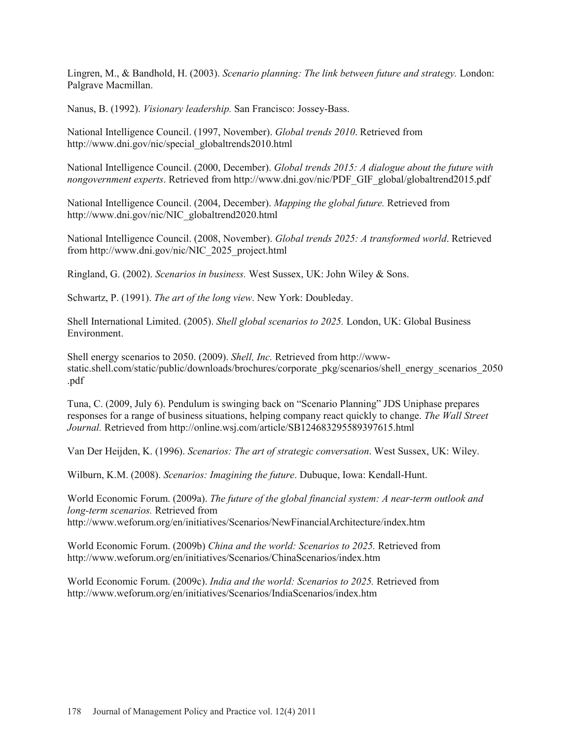Lingren, M., & Bandhold, H. (2003). *Scenario planning: The link between future and strategy.* London: Palgrave Macmillan.

Nanus, B. (1992). *Visionary leadership.* San Francisco: Jossey-Bass.

National Intelligence Council. (1997, November). *Global trends 2010*. Retrieved from http://www.dni.gov/nic/special_globaltrends2010.html

National Intelligence Council. (2000, December). *Global trends 2015: A dialogue about the future with nongovernment experts*. Retrieved from http://www.dni.gov/nic/PDF_GIF_global/globaltrend2015.pdf

National Intelligence Council. (2004, December). *Mapping the global future.* Retrieved from http://www.dni.gov/nic/NIC_globaltrend2020.html

National Intelligence Council. (2008, November). *Global trends 2025: A transformed world*. Retrieved from http://www.dni.gov/nic/NIC_2025_project.html

Ringland, G. (2002). *Scenarios in business.* West Sussex, UK: John Wiley & Sons.

Schwartz, P. (1991). *The art of the long view*. New York: Doubleday.

Shell International Limited. (2005). *Shell global scenarios to 2025.* London, UK: Global Business Environment.

Shell energy scenarios to 2050. (2009). *Shell, Inc.* Retrieved from http://www-static.shell.com/static/public/downloads/brochures/corporate_pkg/scenarios/shell_energy_scenarios_2050.pdf

Tuna, C. (2009, July 6). Pendulum is swinging back on "Scenario Planning" JDS Uniphase prepares responses for a range of business situations, helping company react quickly to change. *The Wall Street Journal.* Retrieved from http://online.wsj.com/article/SB124683295589397615.html

Van Der Heijden, K. (1996). *Scenarios: The art of strategic conversation*. West Sussex, UK: Wiley.

Wilburn, K.M. (2008). *Scenarios: Imagining the future*. Dubuque, Iowa: Kendall-Hunt.

World Economic Forum. (2009a). *The future of the global financial system: A near-term outlook and long-term scenarios.* Retrieved from http://www.weforum.org/en/initiatives/Scenarios/NewFinancialArchitecture/index.htm

World Economic Forum. (2009b) *China and the world: Scenarios to 2025.* Retrieved from http://www.weforum.org/en/initiatives/Scenarios/ChinaScenarios/index.htm

World Economic Forum. (2009c). *India and the world: Scenarios to 2025.* Retrieved from http://www.weforum.org/en/initiatives/Scenarios/IndiaScenarios/index.htm